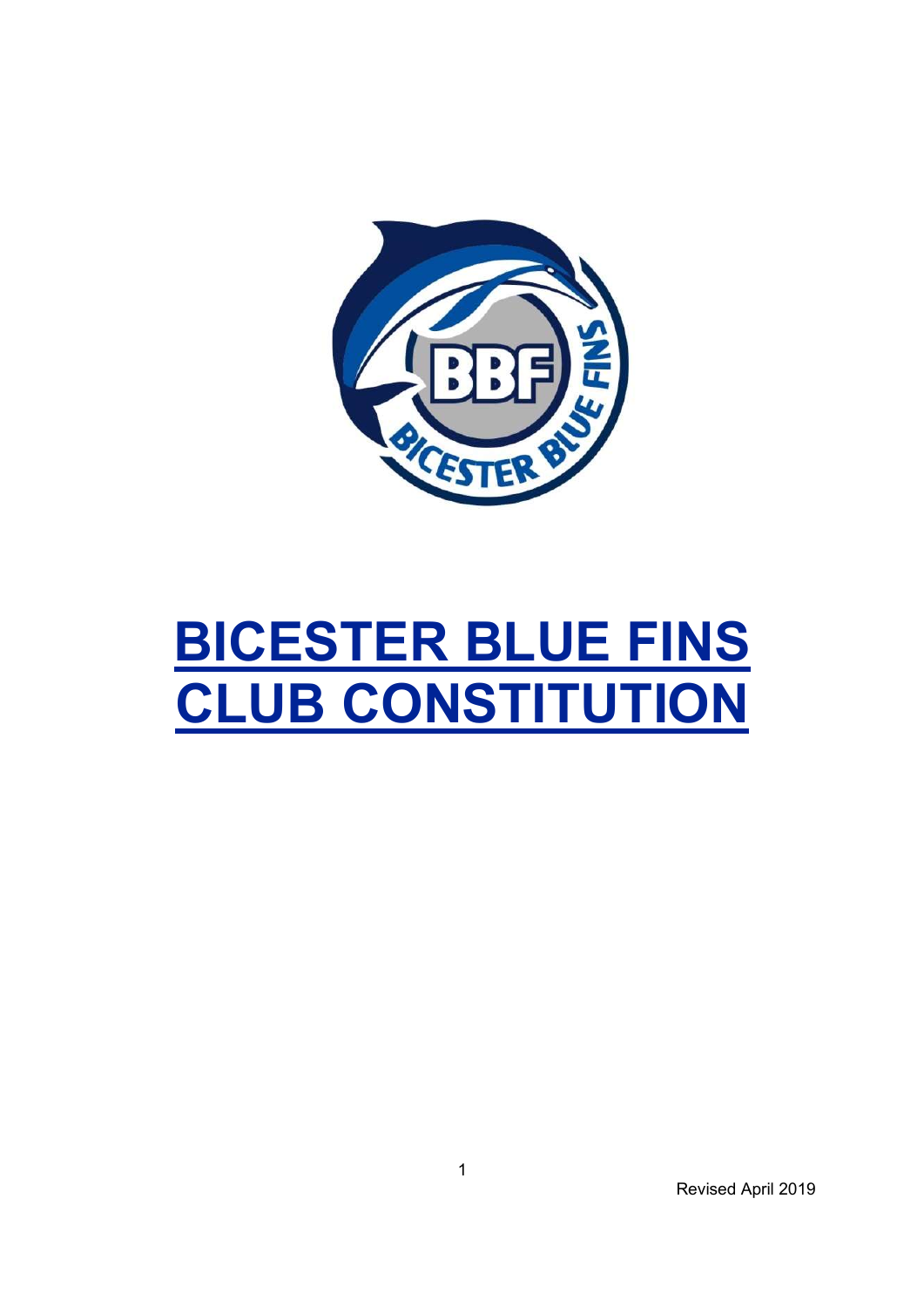# BICESTER BLUE FINS CLUB CONSTITUTION

Revised April 2019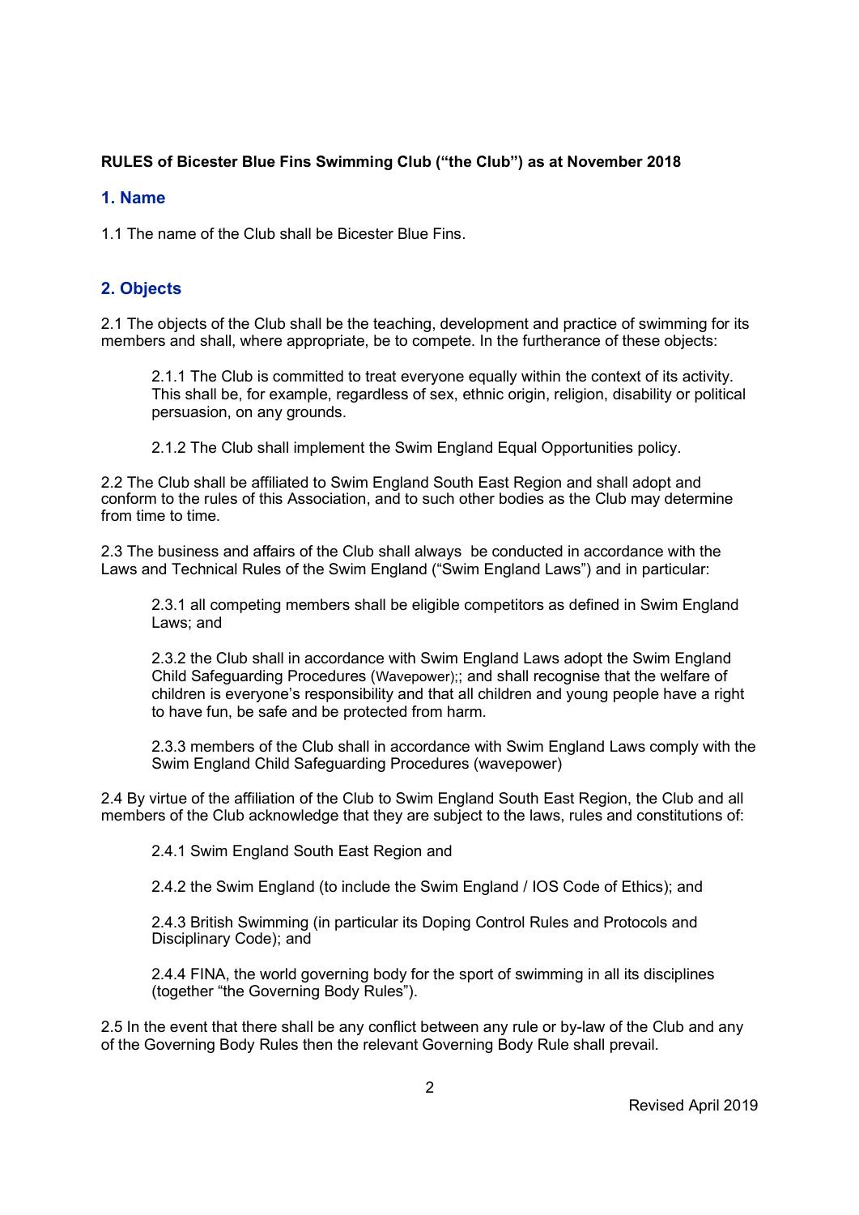**RULES of Bicester Blue Fins Swimming Club ("the Club") as at November 2018**

## 1. Name

1.1 The name of the Club shall be Bicester Blue Fins.

## 2. Objects

2.1 The objects of the Club shall be the teaching, development and practice of swimming for its members and shall, where appropriate, be to compete. In the furtherance of these objects:

> 2.1.1 The Club is committed to treat everyone equally within the context of its activity. This shall be, for example, regardless of sex, ethnic origin, religion, disability or political persuasion, on any grounds.
>
> 2.1.2 The Club shall implement the Swim England Equal Opportunities policy.

2.2 The Club shall be affiliated to Swim England South East Region and shall adopt and conform to the rules of this Association, and to such other bodies as the Club may determine from time to time.

2.3 The business and affairs of the Club shall always be conducted in accordance with the Laws and Technical Rules of the Swim England ("Swim England Laws") and in particular:

> 2.3.1 all competing members shall be eligible competitors as defined in Swim England Laws; and
>
> 2.3.2 the Club shall in accordance with Swim England Laws adopt the Swim England Child Safeguarding Procedures (Wavepower);; and shall recognise that the welfare of children is everyone's responsibility and that all children and young people have a right to have fun, be safe and be protected from harm.
>
> 2.3.3 members of the Club shall in accordance with Swim England Laws comply with the Swim England Child Safeguarding Procedures (wavepower)

2.4 By virtue of the affiliation of the Club to Swim England South East Region, the Club and all members of the Club acknowledge that they are subject to the laws, rules and constitutions of:

> 2.4.1 Swim England South East Region and
>
> 2.4.2 the Swim England (to include the Swim England / IOS Code of Ethics); and
>
> 2.4.3 British Swimming (in particular its Doping Control Rules and Protocols and Disciplinary Code); and
>
> 2.4.4 FINA, the world governing body for the sport of swimming in all its disciplines (together "the Governing Body Rules").

2.5 In the event that there shall be any conflict between any rule or by-law of the Club and any of the Governing Body Rules then the relevant Governing Body Rule shall prevail.

Revised April 2019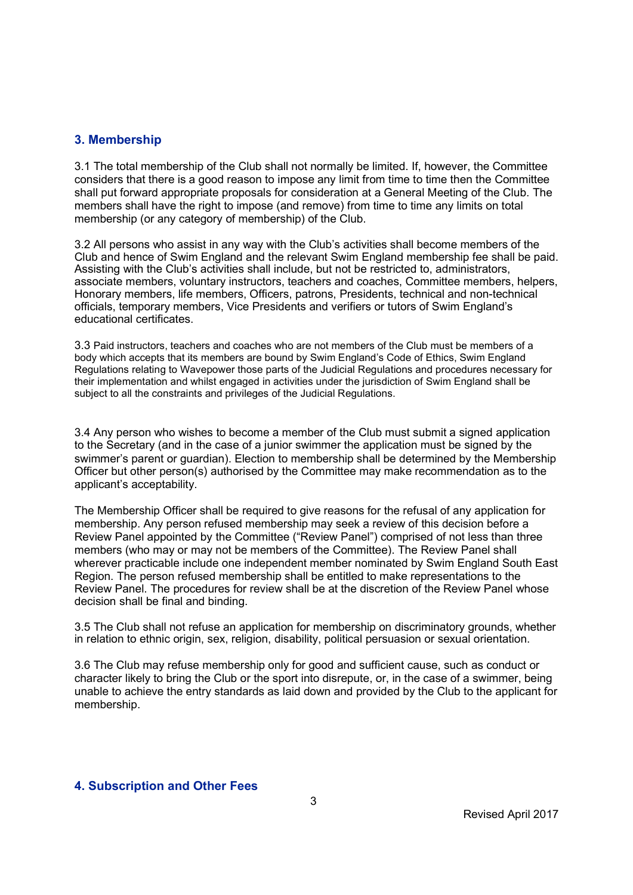## 3. Membership

3.1 The total membership of the Club shall not normally be limited. If, however, the Committee considers that there is a good reason to impose any limit from time to time then the Committee shall put forward appropriate proposals for consideration at a General Meeting of the Club. The members shall have the right to impose (and remove) from time to time any limits on total membership (or any category of membership) of the Club.

3.2 All persons who assist in any way with the Club's activities shall become members of the Club and hence of Swim England and the relevant Swim England membership fee shall be paid. Assisting with the Club's activities shall include, but not be restricted to, administrators, associate members, voluntary instructors, teachers and coaches, Committee members, helpers, Honorary members, life members, Officers, patrons, Presidents, technical and non-technical officials, temporary members, Vice Presidents and verifiers or tutors of Swim England's educational certificates.

3.3 Paid instructors, teachers and coaches who are not members of the Club must be members of a body which accepts that its members are bound by Swim England's Code of Ethics, Swim England Regulations relating to Wavepower those parts of the Judicial Regulations and procedures necessary for their implementation and whilst engaged in activities under the jurisdiction of Swim England shall be subject to all the constraints and privileges of the Judicial Regulations.

3.4 Any person who wishes to become a member of the Club must submit a signed application to the Secretary (and in the case of a junior swimmer the application must be signed by the swimmer's parent or guardian). Election to membership shall be determined by the Membership Officer but other person(s) authorised by the Committee may make recommendation as to the applicant's acceptability.

The Membership Officer shall be required to give reasons for the refusal of any application for membership. Any person refused membership may seek a review of this decision before a Review Panel appointed by the Committee ("Review Panel") comprised of not less than three members (who may or may not be members of the Committee). The Review Panel shall wherever practicable include one independent member nominated by Swim England South East Region. The person refused membership shall be entitled to make representations to the Review Panel. The procedures for review shall be at the discretion of the Review Panel whose decision shall be final and binding.

3.5 The Club shall not refuse an application for membership on discriminatory grounds, whether in relation to ethnic origin, sex, religion, disability, political persuasion or sexual orientation.

3.6 The Club may refuse membership only for good and sufficient cause, such as conduct or character likely to bring the Club or the sport into disrepute, or, in the case of a swimmer, being unable to achieve the entry standards as laid down and provided by the Club to the applicant for membership.

## 4. Subscription and Other Fees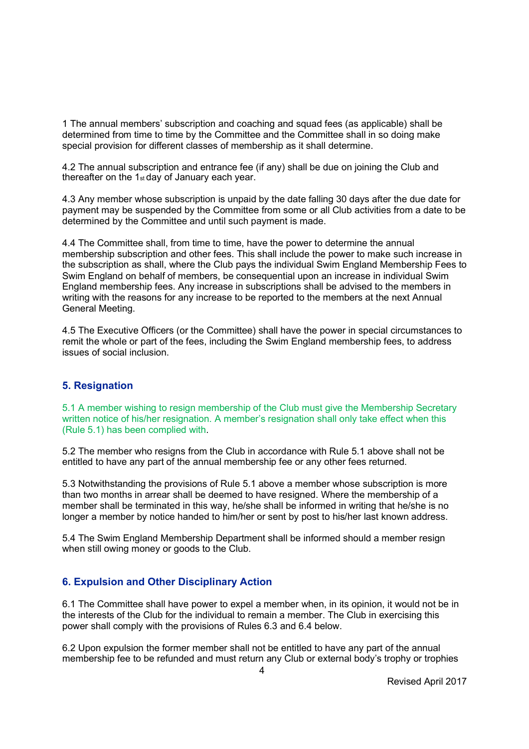1 The annual members' subscription and coaching and squad fees (as applicable) shall be determined from time to time by the Committee and the Committee shall in so doing make special provision for different classes of membership as it shall determine.

4.2 The annual subscription and entrance fee (if any) shall be due on joining the Club and thereafter on the 1st day of January each year.

4.3 Any member whose subscription is unpaid by the date falling 30 days after the due date for payment may be suspended by the Committee from some or all Club activities from a date to be determined by the Committee and until such payment is made.

4.4 The Committee shall, from time to time, have the power to determine the annual membership subscription and other fees. This shall include the power to make such increase in the subscription as shall, where the Club pays the individual Swim England Membership Fees to Swim England on behalf of members, be consequential upon an increase in individual Swim England membership fees. Any increase in subscriptions shall be advised to the members in writing with the reasons for any increase to be reported to the members at the next Annual General Meeting.

4.5 The Executive Officers (or the Committee) shall have the power in special circumstances to remit the whole or part of the fees, including the Swim England membership fees, to address issues of social inclusion.

## 5. Resignation

5.1 A member wishing to resign membership of the Club must give the Membership Secretary written notice of his/her resignation. A member's resignation shall only take effect when this (Rule 5.1) has been complied with.

5.2 The member who resigns from the Club in accordance with Rule 5.1 above shall not be entitled to have any part of the annual membership fee or any other fees returned.

5.3 Notwithstanding the provisions of Rule 5.1 above a member whose subscription is more than two months in arrear shall be deemed to have resigned. Where the membership of a member shall be terminated in this way, he/she shall be informed in writing that he/she is no longer a member by notice handed to him/her or sent by post to his/her last known address.

5.4 The Swim England Membership Department shall be informed should a member resign when still owing money or goods to the Club.

## 6. Expulsion and Other Disciplinary Action

6.1 The Committee shall have power to expel a member when, in its opinion, it would not be in the interests of the Club for the individual to remain a member. The Club in exercising this power shall comply with the provisions of Rules 6.3 and 6.4 below.

6.2 Upon expulsion the former member shall not be entitled to have any part of the annual membership fee to be refunded and must return any Club or external body's trophy or trophies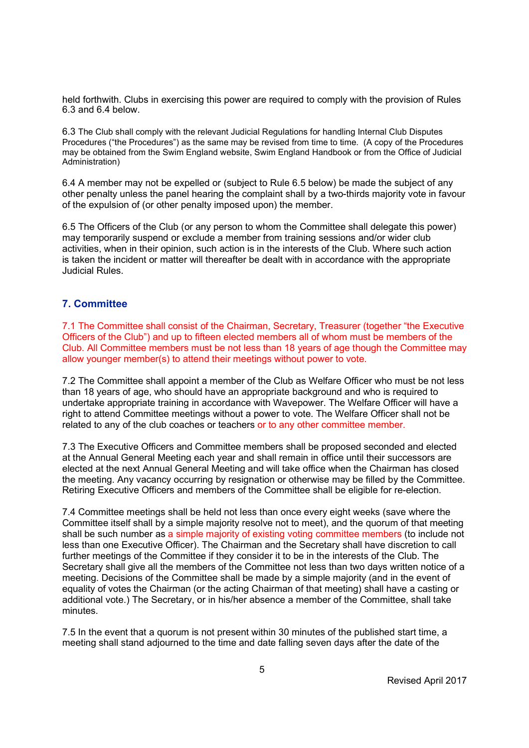held forthwith. Clubs in exercising this power are required to comply with the provision of Rules 6.3 and 6.4 below.

6.3 The Club shall comply with the relevant Judicial Regulations for handling Internal Club Disputes Procedures ("the Procedures") as the same may be revised from time to time. (A copy of the Procedures may be obtained from the Swim England website, Swim England Handbook or from the Office of Judicial Administration)

6.4 A member may not be expelled or (subject to Rule 6.5 below) be made the subject of any other penalty unless the panel hearing the complaint shall by a two-thirds majority vote in favour of the expulsion of (or other penalty imposed upon) the member.

6.5 The Officers of the Club (or any person to whom the Committee shall delegate this power) may temporarily suspend or exclude a member from training sessions and/or wider club activities, when in their opinion, such action is in the interests of the Club. Where such action is taken the incident or matter will thereafter be dealt with in accordance with the appropriate Judicial Rules.

## 7. Committee

7.1 The Committee shall consist of the Chairman, Secretary, Treasurer (together "the Executive Officers of the Club") and up to fifteen elected members all of whom must be members of the Club. All Committee members must be not less than 18 years of age though the Committee may allow younger member(s) to attend their meetings without power to vote.

7.2 The Committee shall appoint a member of the Club as Welfare Officer who must be not less than 18 years of age, who should have an appropriate background and who is required to undertake appropriate training in accordance with Wavepower. The Welfare Officer will have a right to attend Committee meetings without a power to vote. The Welfare Officer shall not be related to any of the club coaches or teachers or to any other committee member.

7.3 The Executive Officers and Committee members shall be proposed seconded and elected at the Annual General Meeting each year and shall remain in office until their successors are elected at the next Annual General Meeting and will take office when the Chairman has closed the meeting. Any vacancy occurring by resignation or otherwise may be filled by the Committee. Retiring Executive Officers and members of the Committee shall be eligible for re-election.

7.4 Committee meetings shall be held not less than once every eight weeks (save where the Committee itself shall by a simple majority resolve not to meet), and the quorum of that meeting shall be such number as a simple majority of existing voting committee members (to include not less than one Executive Officer). The Chairman and the Secretary shall have discretion to call further meetings of the Committee if they consider it to be in the interests of the Club. The Secretary shall give all the members of the Committee not less than two days written notice of a meeting. Decisions of the Committee shall be made by a simple majority (and in the event of equality of votes the Chairman (or the acting Chairman of that meeting) shall have a casting or additional vote.) The Secretary, or in his/her absence a member of the Committee, shall take minutes.

7.5 In the event that a quorum is not present within 30 minutes of the published start time, a meeting shall stand adjourned to the time and date falling seven days after the date of the

Revised April 2017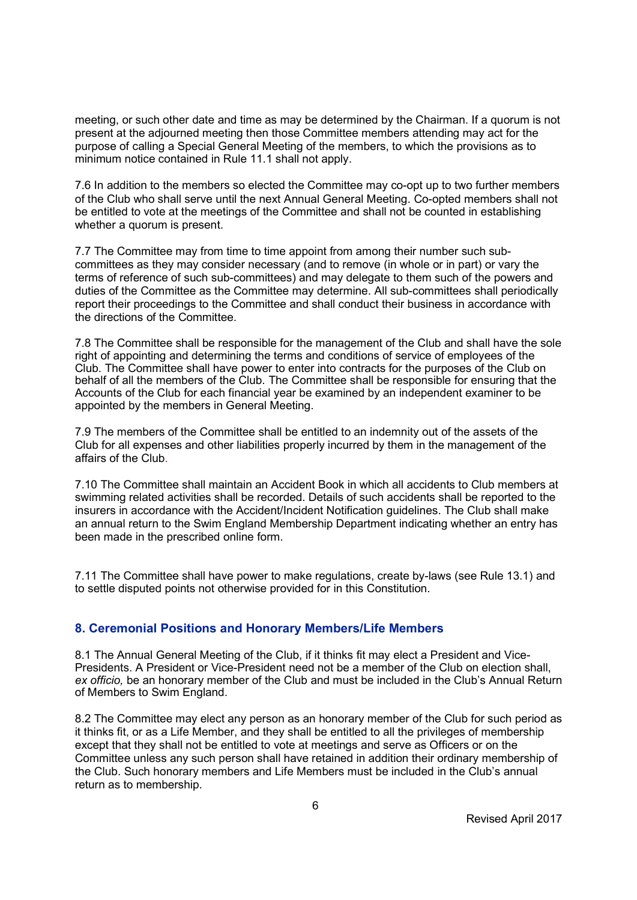meeting, or such other date and time as may be determined by the Chairman. If a quorum is not present at the adjourned meeting then those Committee members attending may act for the purpose of calling a Special General Meeting of the members, to which the provisions as to minimum notice contained in Rule 11.1 shall not apply.

7.6 In addition to the members so elected the Committee may co-opt up to two further members of the Club who shall serve until the next Annual General Meeting. Co-opted members shall not be entitled to vote at the meetings of the Committee and shall not be counted in establishing whether a quorum is present.

7.7 The Committee may from time to time appoint from among their number such sub-committees as they may consider necessary (and to remove (in whole or in part) or vary the terms of reference of such sub-committees) and may delegate to them such of the powers and duties of the Committee as the Committee may determine. All sub-committees shall periodically report their proceedings to the Committee and shall conduct their business in accordance with the directions of the Committee.

7.8 The Committee shall be responsible for the management of the Club and shall have the sole right of appointing and determining the terms and conditions of service of employees of the Club. The Committee shall have power to enter into contracts for the purposes of the Club on behalf of all the members of the Club. The Committee shall be responsible for ensuring that the Accounts of the Club for each financial year be examined by an independent examiner to be appointed by the members in General Meeting.

7.9 The members of the Committee shall be entitled to an indemnity out of the assets of the Club for all expenses and other liabilities properly incurred by them in the management of the affairs of the Club.

7.10 The Committee shall maintain an Accident Book in which all accidents to Club members at swimming related activities shall be recorded. Details of such accidents shall be reported to the insurers in accordance with the Accident/Incident Notification guidelines. The Club shall make an annual return to the Swim England Membership Department indicating whether an entry has been made in the prescribed online form.

7.11 The Committee shall have power to make regulations, create by-laws (see Rule 13.1) and to settle disputed points not otherwise provided for in this Constitution.

## 8. Ceremonial Positions and Honorary Members/Life Members

8.1 The Annual General Meeting of the Club, if it thinks fit may elect a President and Vice-Presidents. A President or Vice-President need not be a member of the Club on election shall, *ex officio,* be an honorary member of the Club and must be included in the Club's Annual Return of Members to Swim England.

8.2 The Committee may elect any person as an honorary member of the Club for such period as it thinks fit, or as a Life Member, and they shall be entitled to all the privileges of membership except that they shall not be entitled to vote at meetings and serve as Officers or on the Committee unless any such person shall have retained in addition their ordinary membership of the Club. Such honorary members and Life Members must be included in the Club's annual return as to membership.

Revised April 2017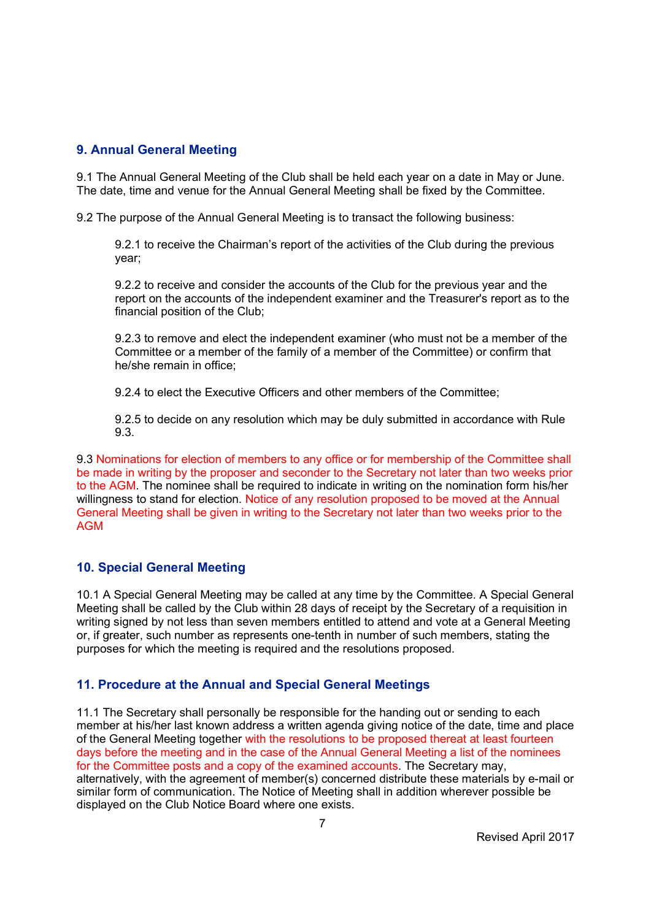## 9. Annual General Meeting

9.1 The Annual General Meeting of the Club shall be held each year on a date in May or June. The date, time and venue for the Annual General Meeting shall be fixed by the Committee.

9.2 The purpose of the Annual General Meeting is to transact the following business:

> 9.2.1 to receive the Chairman's report of the activities of the Club during the previous year;
>
> 9.2.2 to receive and consider the accounts of the Club for the previous year and the report on the accounts of the independent examiner and the Treasurer's report as to the financial position of the Club;
>
> 9.2.3 to remove and elect the independent examiner (who must not be a member of the Committee or a member of the family of a member of the Committee) or confirm that he/she remain in office;
>
> 9.2.4 to elect the Executive Officers and other members of the Committee;
>
> 9.2.5 to decide on any resolution which may be duly submitted in accordance with Rule 9.3.

9.3 Nominations for election of members to any office or for membership of the Committee shall be made in writing by the proposer and seconder to the Secretary not later than two weeks prior to the AGM. The nominee shall be required to indicate in writing on the nomination form his/her willingness to stand for election. Notice of any resolution proposed to be moved at the Annual General Meeting shall be given in writing to the Secretary not later than two weeks prior to the AGM

## 10. Special General Meeting

10.1 A Special General Meeting may be called at any time by the Committee. A Special General Meeting shall be called by the Club within 28 days of receipt by the Secretary of a requisition in writing signed by not less than seven members entitled to attend and vote at a General Meeting or, if greater, such number as represents one-tenth in number of such members, stating the purposes for which the meeting is required and the resolutions proposed.

## 11. Procedure at the Annual and Special General Meetings

11.1 The Secretary shall personally be responsible for the handing out or sending to each member at his/her last known address a written agenda giving notice of the date, time and place of the General Meeting together with the resolutions to be proposed thereat at least fourteen days before the meeting and in the case of the Annual General Meeting a list of the nominees for the Committee posts and a copy of the examined accounts. The Secretary may, alternatively, with the agreement of member(s) concerned distribute these materials by e-mail or similar form of communication. The Notice of Meeting shall in addition wherever possible be displayed on the Club Notice Board where one exists.

Revised April 2017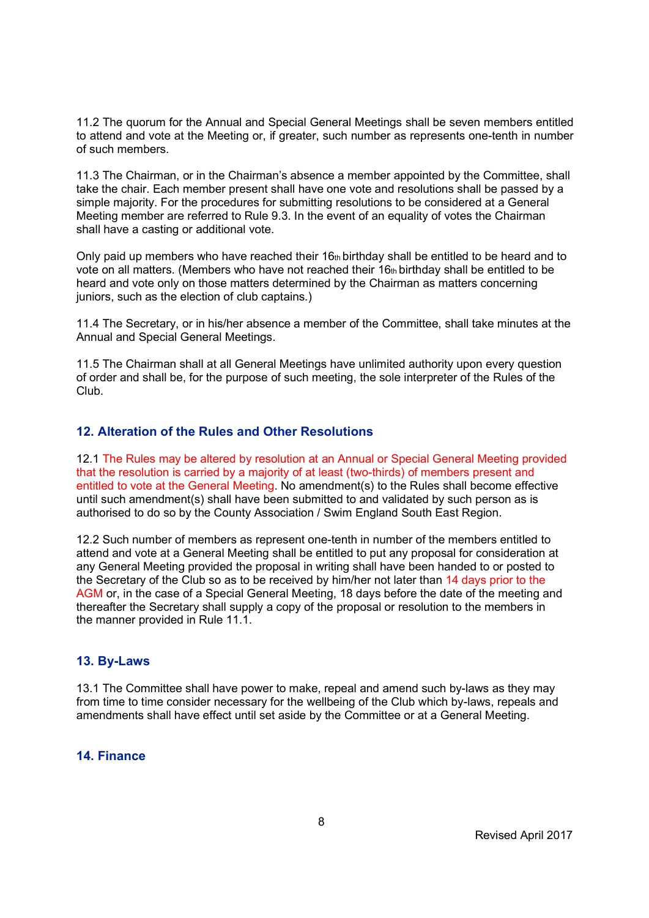11.2 The quorum for the Annual and Special General Meetings shall be seven members entitled to attend and vote at the Meeting or, if greater, such number as represents one-tenth in number of such members.

11.3 The Chairman, or in the Chairman's absence a member appointed by the Committee, shall take the chair. Each member present shall have one vote and resolutions shall be passed by a simple majority. For the procedures for submitting resolutions to be considered at a General Meeting member are referred to Rule 9.3. In the event of an equality of votes the Chairman shall have a casting or additional vote.

Only paid up members who have reached their 16th birthday shall be entitled to be heard and to vote on all matters. (Members who have not reached their 16th birthday shall be entitled to be heard and vote only on those matters determined by the Chairman as matters concerning juniors, such as the election of club captains.)

11.4 The Secretary, or in his/her absence a member of the Committee, shall take minutes at the Annual and Special General Meetings.

11.5 The Chairman shall at all General Meetings have unlimited authority upon every question of order and shall be, for the purpose of such meeting, the sole interpreter of the Rules of the Club.

## 12. Alteration of the Rules and Other Resolutions

12.1 The Rules may be altered by resolution at an Annual or Special General Meeting provided that the resolution is carried by a majority of at least (two-thirds) of members present and entitled to vote at the General Meeting. No amendment(s) to the Rules shall become effective until such amendment(s) shall have been submitted to and validated by such person as is authorised to do so by the County Association / Swim England South East Region.

12.2 Such number of members as represent one-tenth in number of the members entitled to attend and vote at a General Meeting shall be entitled to put any proposal for consideration at any General Meeting provided the proposal in writing shall have been handed to or posted to the Secretary of the Club so as to be received by him/her not later than 14 days prior to the AGM or, in the case of a Special General Meeting, 18 days before the date of the meeting and thereafter the Secretary shall supply a copy of the proposal or resolution to the members in the manner provided in Rule 11.1.

## 13. By-Laws

13.1 The Committee shall have power to make, repeal and amend such by-laws as they may from time to time consider necessary for the wellbeing of the Club which by-laws, repeals and amendments shall have effect until set aside by the Committee or at a General Meeting.

## 14. Finance

Revised April 2017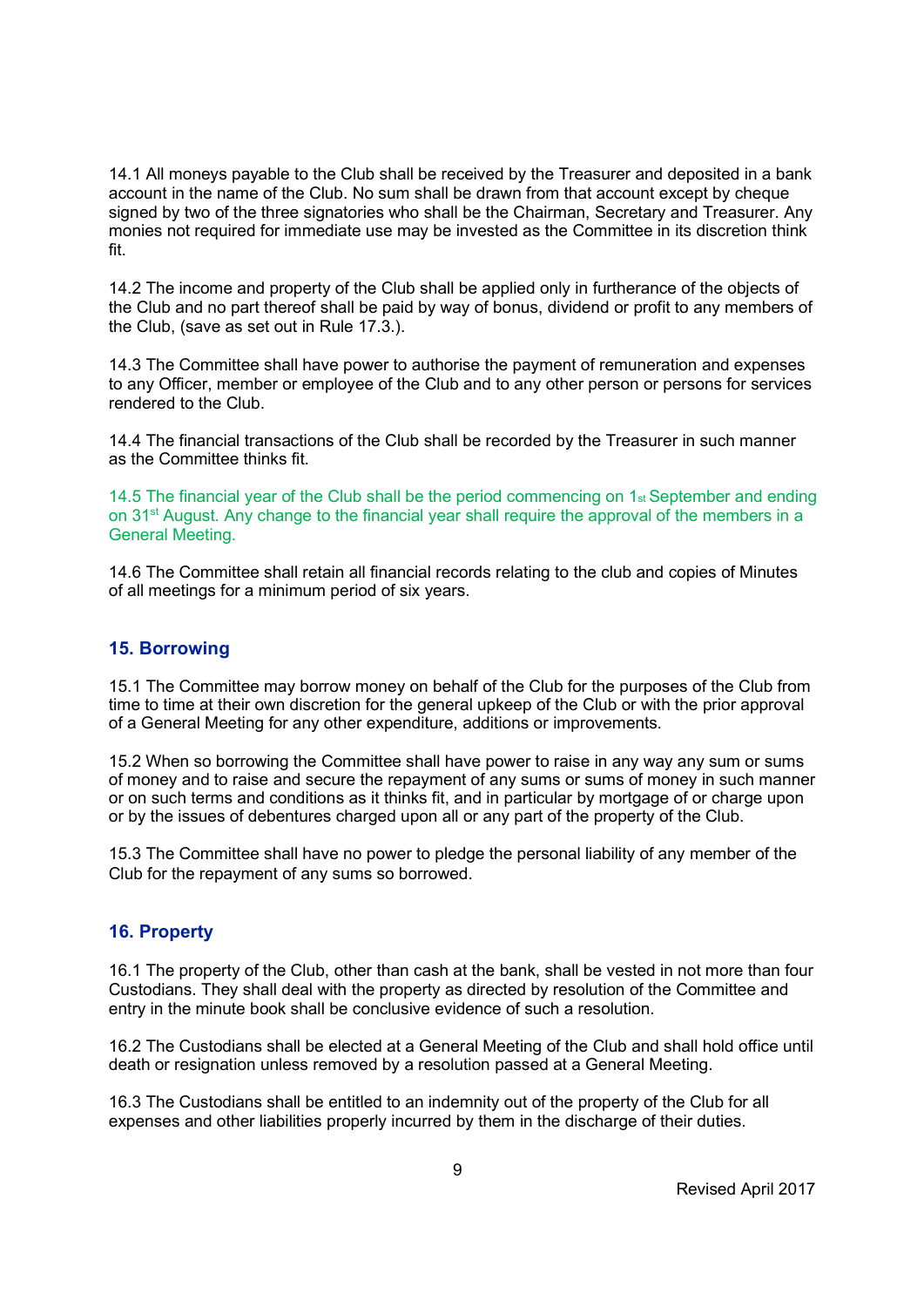14.1 All moneys payable to the Club shall be received by the Treasurer and deposited in a bank account in the name of the Club. No sum shall be drawn from that account except by cheque signed by two of the three signatories who shall be the Chairman, Secretary and Treasurer. Any monies not required for immediate use may be invested as the Committee in its discretion think fit.

14.2 The income and property of the Club shall be applied only in furtherance of the objects of the Club and no part thereof shall be paid by way of bonus, dividend or profit to any members of the Club, (save as set out in Rule 17.3.).

14.3 The Committee shall have power to authorise the payment of remuneration and expenses to any Officer, member or employee of the Club and to any other person or persons for services rendered to the Club.

14.4 The financial transactions of the Club shall be recorded by the Treasurer in such manner as the Committee thinks fit.

14.5 The financial year of the Club shall be the period commencing on 1st September and ending on 31st August. Any change to the financial year shall require the approval of the members in a General Meeting.

14.6 The Committee shall retain all financial records relating to the club and copies of Minutes of all meetings for a minimum period of six years.

## 15. Borrowing

15.1 The Committee may borrow money on behalf of the Club for the purposes of the Club from time to time at their own discretion for the general upkeep of the Club or with the prior approval of a General Meeting for any other expenditure, additions or improvements.

15.2 When so borrowing the Committee shall have power to raise in any way any sum or sums of money and to raise and secure the repayment of any sums or sums of money in such manner or on such terms and conditions as it thinks fit, and in particular by mortgage of or charge upon or by the issues of debentures charged upon all or any part of the property of the Club.

15.3 The Committee shall have no power to pledge the personal liability of any member of the Club for the repayment of any sums so borrowed.

## 16. Property

16.1 The property of the Club, other than cash at the bank, shall be vested in not more than four Custodians. They shall deal with the property as directed by resolution of the Committee and entry in the minute book shall be conclusive evidence of such a resolution.

16.2 The Custodians shall be elected at a General Meeting of the Club and shall hold office until death or resignation unless removed by a resolution passed at a General Meeting.

16.3 The Custodians shall be entitled to an indemnity out of the property of the Club for all expenses and other liabilities properly incurred by them in the discharge of their duties.

Revised April 2017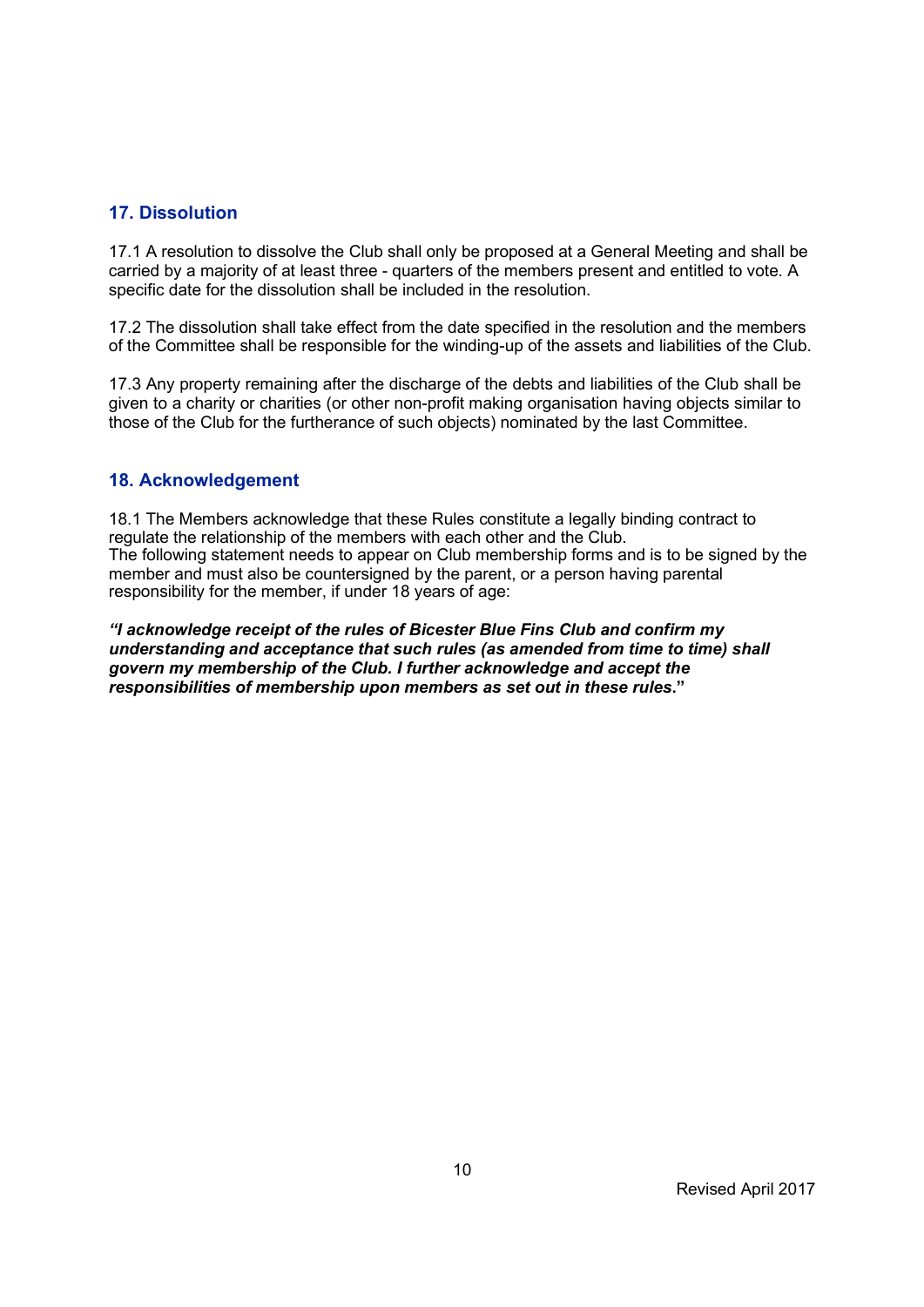## 17. Dissolution

17.1 A resolution to dissolve the Club shall only be proposed at a General Meeting and shall be carried by a majority of at least three - quarters of the members present and entitled to vote. A specific date for the dissolution shall be included in the resolution.

17.2 The dissolution shall take effect from the date specified in the resolution and the members of the Committee shall be responsible for the winding-up of the assets and liabilities of the Club.

17.3 Any property remaining after the discharge of the debts and liabilities of the Club shall be given to a charity or charities (or other non-profit making organisation having objects similar to those of the Club for the furtherance of such objects) nominated by the last Committee.

## 18. Acknowledgement

18.1 The Members acknowledge that these Rules constitute a legally binding contract to regulate the relationship of the members with each other and the Club.
The following statement needs to appear on Club membership forms and is to be signed by the member and must also be countersigned by the parent, or a person having parental responsibility for the member, if under 18 years of age:

***"I acknowledge receipt of the rules of Bicester Blue Fins Club and confirm my understanding and acceptance that such rules (as amended from time to time) shall govern my membership of the Club. I further acknowledge and accept the responsibilities of membership upon members as set out in these rules."***

Revised April 2017